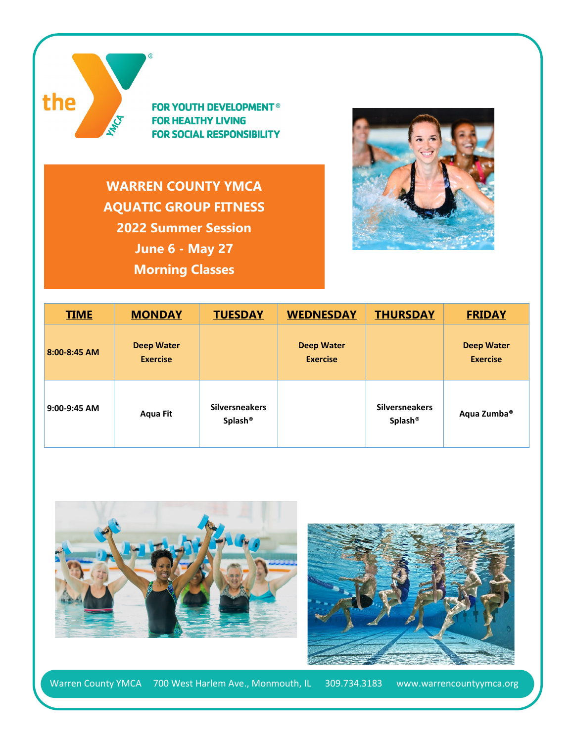the YMCA®

FOR YOUTH DEVELOPMENT®
FOR HEALTHY LIVING
FOR SOCIAL RESPONSIBILITY

# WARREN COUNTY YMCA
# AQUATIC GROUP FITNESS
## 2022 Summer Session
## June 6 - May 27
## Morning Classes

| TIME | MONDAY | TUESDAY | WEDNESDAY | THURSDAY | FRIDAY |
|---|---|---|---|---|---|
| 8:00-8:45 AM | Deep Water Exercise | | Deep Water Exercise | | Deep Water Exercise |
| 9:00-9:45 AM | Aqua Fit | Silversneakers Splash® | | Silversneakers Splash® | Aqua Zumba® |

Warren County YMCA 700 West Harlem Ave., Monmouth, IL 309.734.3183 www.warrencountyymca.org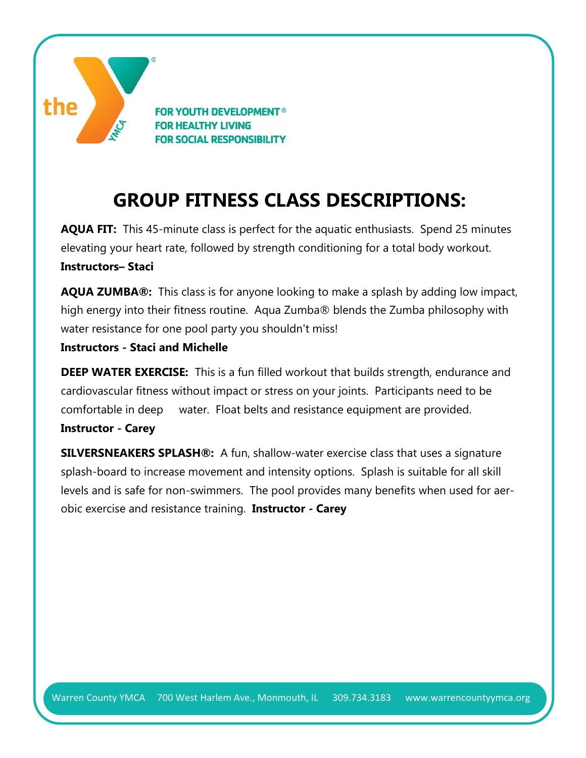the YMCA

FOR YOUTH DEVELOPMENT®
FOR HEALTHY LIVING
FOR SOCIAL RESPONSIBILITY

# GROUP FITNESS CLASS DESCRIPTIONS:

**AQUA FIT:** This 45-minute class is perfect for the aquatic enthusiasts. Spend 25 minutes elevating your heart rate, followed by strength conditioning for a total body workout.
**Instructors– Staci**

**AQUA ZUMBA®:** This class is for anyone looking to make a splash by adding low impact, high energy into their fitness routine. Aqua Zumba® blends the Zumba philosophy with water resistance for one pool party you shouldn't miss!
**Instructors - Staci and Michelle**

**DEEP WATER EXERCISE:** This is a fun filled workout that builds strength, endurance and cardiovascular fitness without impact or stress on your joints. Participants need to be comfortable in deep water. Float belts and resistance equipment are provided.
**Instructor - Carey**

**SILVERSNEAKERS SPLASH®:** A fun, shallow-water exercise class that uses a signature splash-board to increase movement and intensity options. Splash is suitable for all skill levels and is safe for non-swimmers. The pool provides many benefits when used for aerobic exercise and resistance training. **Instructor - Carey**

Warren County YMCA 700 West Harlem Ave., Monmouth, IL 309.734.3183 www.warrencountyymca.org